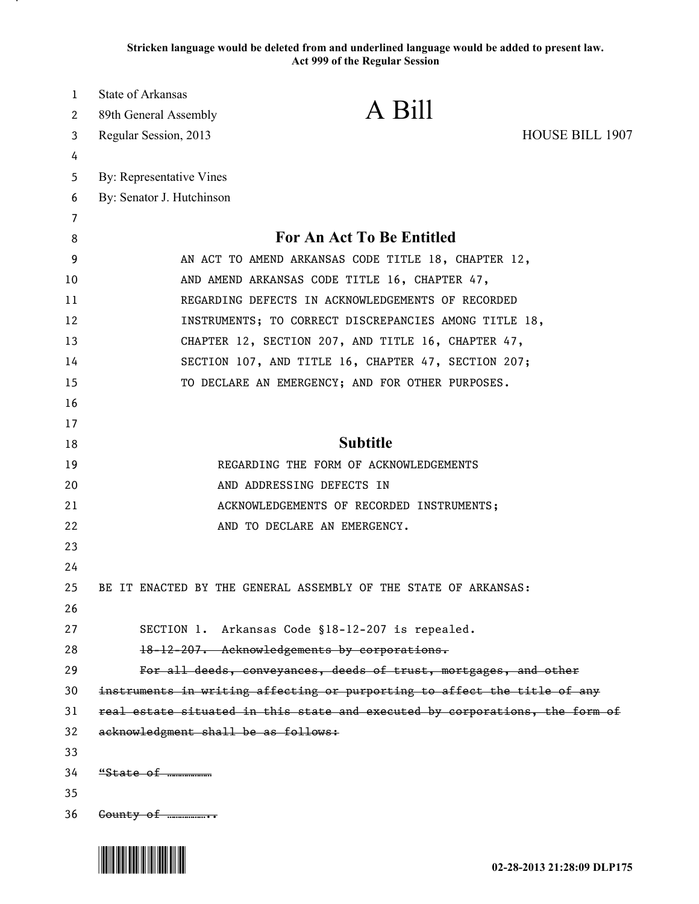**Stricken language would be deleted from and underlined language would be added to present law.**
**Act 999 of the Regular Session**

State of Arkansas
89th General Assembly
Regular Session, 2013

# A Bill

HOUSE BILL 1907

By: Representative Vines
By: Senator J. Hutchinson

## For An Act To Be Entitled

AN ACT TO AMEND ARKANSAS CODE TITLE 18, CHAPTER 12, AND AMEND ARKANSAS CODE TITLE 16, CHAPTER 47, REGARDING DEFECTS IN ACKNOWLEDGEMENTS OF RECORDED INSTRUMENTS; TO CORRECT DISCREPANCIES AMONG TITLE 18, CHAPTER 12, SECTION 207, AND TITLE 16, CHAPTER 47, SECTION 107, AND TITLE 16, CHAPTER 47, SECTION 207; TO DECLARE AN EMERGENCY; AND FOR OTHER PURPOSES.

## Subtitle

REGARDING THE FORM OF ACKNOWLEDGEMENTS AND ADDRESSING DEFECTS IN ACKNOWLEDGEMENTS OF RECORDED INSTRUMENTS; AND TO DECLARE AN EMERGENCY.

BE IT ENACTED BY THE GENERAL ASSEMBLY OF THE STATE OF ARKANSAS:

SECTION 1. Arkansas Code §18-12-207 is repealed.

~~18-12-207. Acknowledgements by corporations.~~

~~For all deeds, conveyances, deeds of trust, mortgages, and other instruments in writing affecting or purporting to affect the title of any real estate situated in this state and executed by corporations, the form of acknowledgment shall be as follows:~~

~~"State of ……………~~

~~County of ……………..~~

02-28-2013 21:28:09 DLP175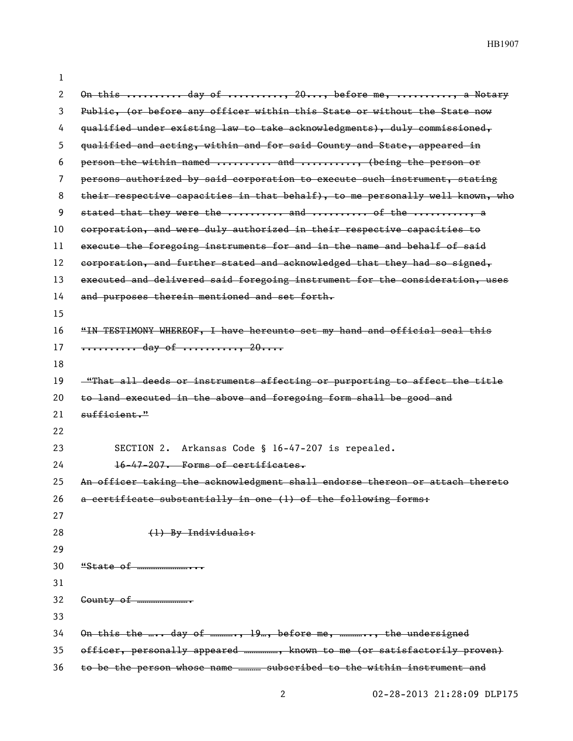~~On this .......... day of .........., 20..., before me, .........., a Notary Public, (or before any officer within this State or without the State now qualified under existing law to take acknowledgments), duly commissioned, qualified and acting, within and for said County and State, appeared in person the within named .......... and .........., (being the person or persons authorized by said corporation to execute such instrument, stating their respective capacities in that behalf), to me personally well known, who stated that they were the .......... and .......... of the .........., a corporation, and were duly authorized in their respective capacities to execute the foregoing instruments for and in the name and behalf of said corporation, and further stated and acknowledged that they had so signed, executed and delivered said foregoing instrument for the consideration, uses and purposes therein mentioned and set forth.~~

~~"IN TESTIMONY WHEREOF, I have hereunto set my hand and official seal this .......... day of .........., 20....~~

~~"That all deeds or instruments affecting or purporting to affect the title to land executed in the above and foregoing form shall be good and sufficient."~~

SECTION 2. Arkansas Code § 16-47-207 is repealed.

~~16-47-207. Forms of certificates.~~

~~An officer taking the acknowledgment shall endorse thereon or attach thereto a certificate substantially in one (1) of the following forms:~~

~~(1) By Individuals:~~

~~"State of ……………………...~~

~~County of …………………….~~

~~On this the ….. day of …………., 19…, before me, ………….., the undersigned officer, personally appeared ………………, known to me (or satisfactorily proven) to be the person whose name ………… subscribed to the within instrument and~~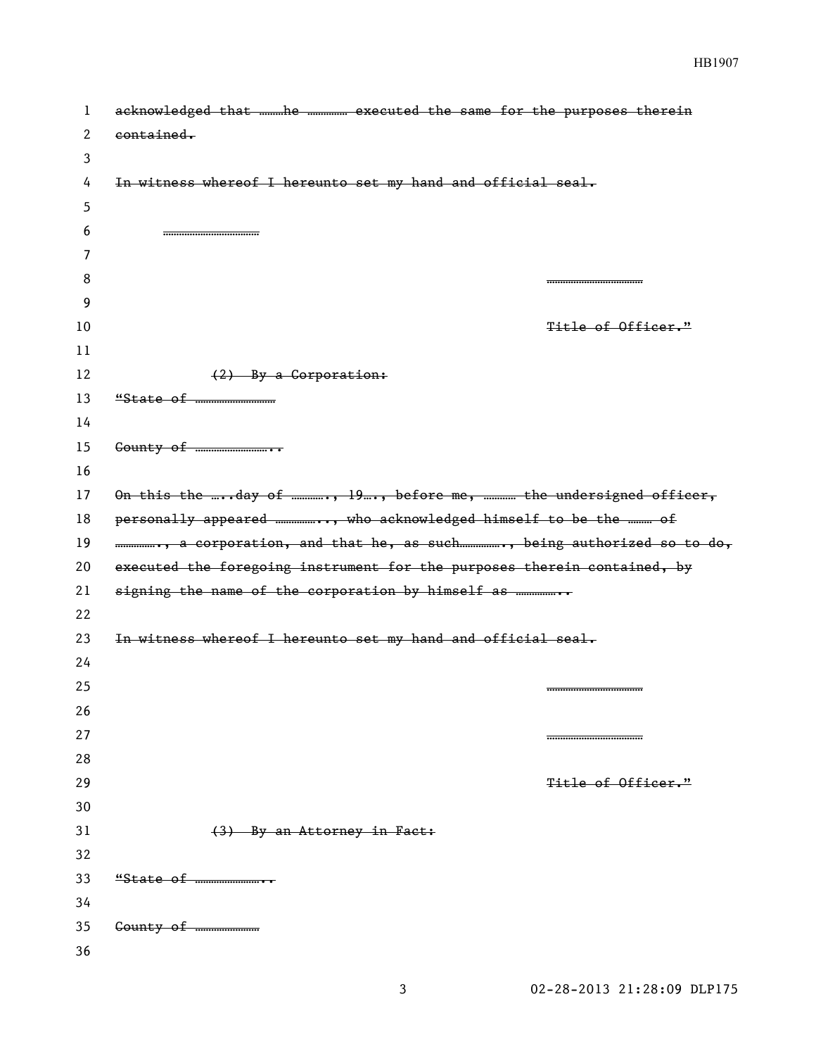~~acknowledged that ………he …………… executed the same for the purposes therein contained.~~

~~In witness whereof I hereunto set my hand and official seal.~~

~~………………………………~~

~~………………………………~~

~~Title of Officer."~~

~~(2) By a Corporation:~~

~~"State of …………………………~~

~~County of ………………………..~~

~~On this the …..day of …………., 19…., before me, ………… the undersigned officer, personally appeared …………….., who acknowledged himself to be the ……… of ……………., a corporation, and that he, as such……………., being authorized so to do, executed the foregoing instrument for the purposes therein contained, by signing the name of the corporation by himself as ……………..~~

~~In witness whereof I hereunto set my hand and official seal.~~

~~………………………………~~

~~………………………………~~

~~Title of Officer."~~

~~(3) By an Attorney in Fact:~~

~~"State of ……………………..~~

~~County of ……………………~~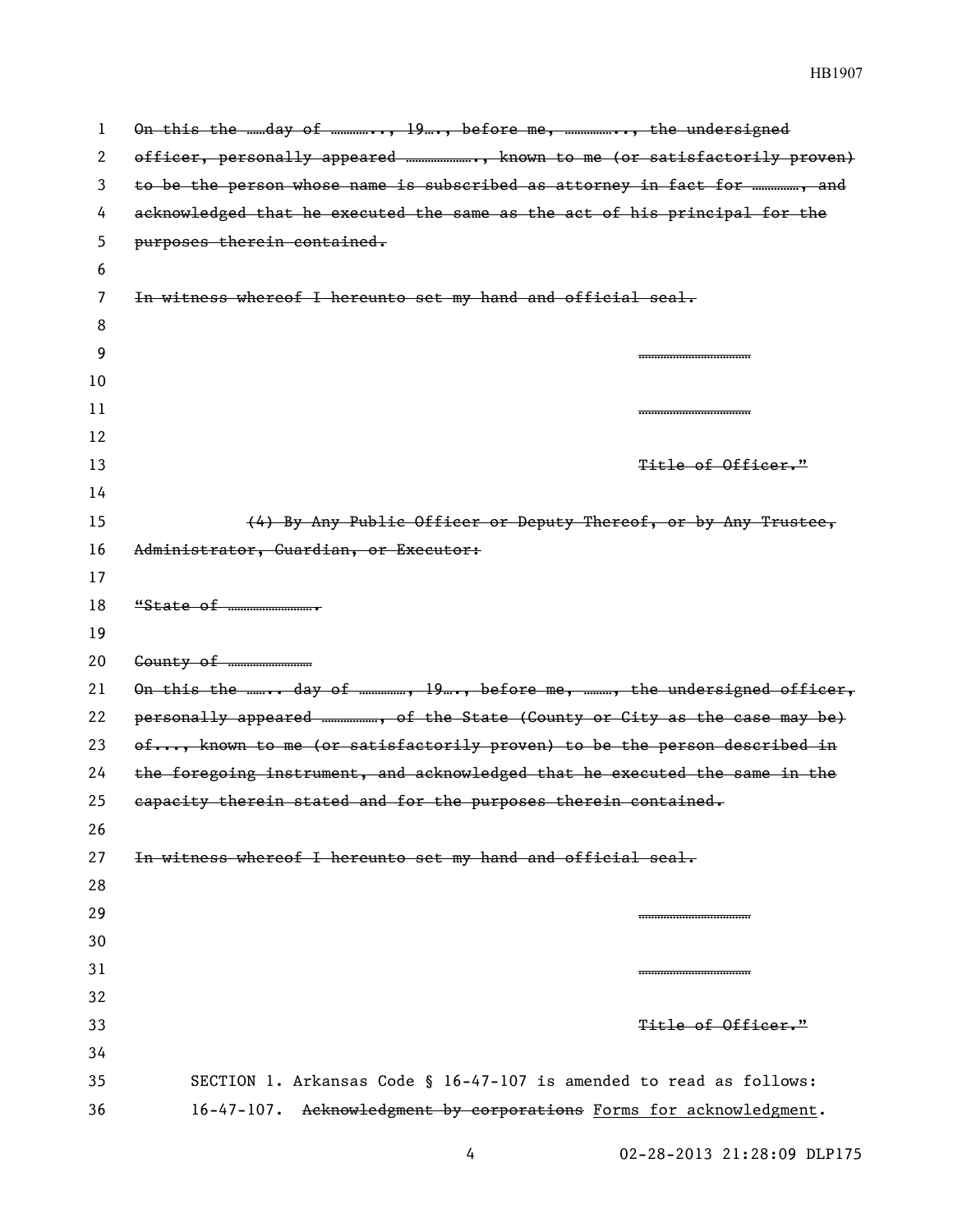~~On this the ……day of ………….., 19…., before me, …………….., the undersigned officer, personally appeared …………………., known to me (or satisfactorily proven) to be the person whose name is subscribed as attorney in fact for ……………, and acknowledged that he executed the same as the act of his principal for the purposes therein contained.~~

~~In witness whereof I hereunto set my hand and official seal.~~

………………………………

………………………………

~~Title of Officer."~~

~~(4) By Any Public Officer or Deputy Thereof, or by Any Trustee, Administrator, Guardian, or Executor:~~

~~"State of ……………………….~~

~~County of ……………………~~

~~On this the ……. day of ……………, 19…., before me, ………, the undersigned officer, personally appeared ………………, of the State (County or City as the case may be) of..., known to me (or satisfactorily proven) to be the person described in the foregoing instrument, and acknowledged that he executed the same in the capacity therein stated and for the purposes therein contained.~~

~~In witness whereof I hereunto set my hand and official seal.~~

………………………………

………………………………

~~Title of Officer."~~

SECTION 1. Arkansas Code § 16-47-107 is amended to read as follows:

16-47-107. ~~Acknowledgment by corporations~~ <u>Forms for acknowledgment</u>.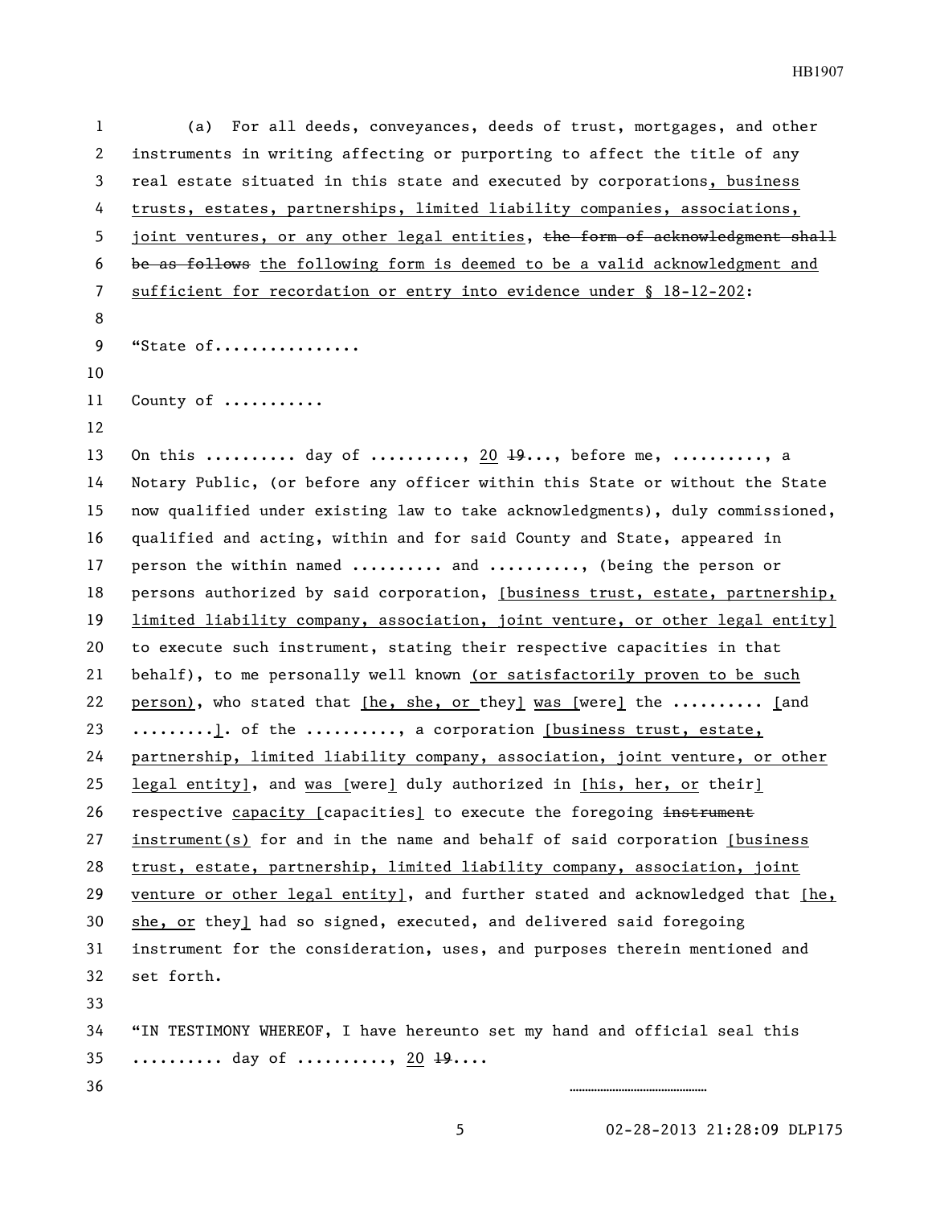(a) For all deeds, conveyances, deeds of trust, mortgages, and other instruments in writing affecting or purporting to affect the title of any real estate situated in this state and executed by corporations, business trusts, estates, partnerships, limited liability companies, associations, joint ventures, or any other legal entities, ~~the form of acknowledgment shall be as follows~~ the following form is deemed to be a valid acknowledgment and sufficient for recordation or entry into evidence under § 18-12-202:

"State of................

County of ...........

On this .......... day of .........., 20 ~~19~~..., before me, .........., a Notary Public, (or before any officer within this State or without the State now qualified under existing law to take acknowledgments), duly commissioned, qualified and acting, within and for said County and State, appeared in person the within named .......... and .........., (being the person or persons authorized by said corporation, [business trust, estate, partnership, limited liability company, association, joint venture, or other legal entity] to execute such instrument, stating their respective capacities in that behalf), to me personally well known (or satisfactorily proven to be such person), who stated that [he, she, or they] was [were] the .......... [and .........]. of the .........., a corporation [business trust, estate, partnership, limited liability company, association, joint venture, or other legal entity], and was [were] duly authorized in [his, her, or their] respective capacity [capacities] to execute the foregoing ~~instrument~~ instrument(s) for and in the name and behalf of said corporation [business trust, estate, partnership, limited liability company, association, joint venture or other legal entity], and further stated and acknowledged that [he, she, or they] had so signed, executed, and delivered said foregoing instrument for the consideration, uses, and purposes therein mentioned and set forth.

"IN TESTIMONY WHEREOF, I have hereunto set my hand and official seal this .......... day of .........., 20 ~~19~~....

..........................................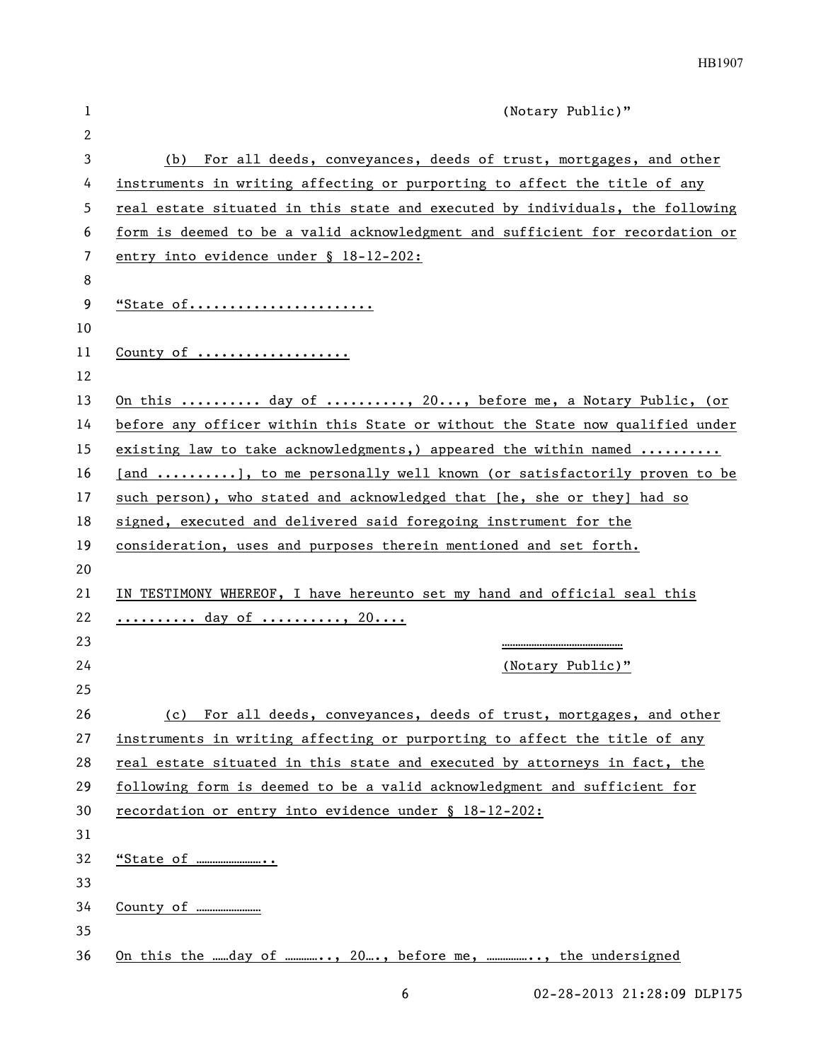(Notary Public)"

(b) For all deeds, conveyances, deeds of trust, mortgages, and other instruments in writing affecting or purporting to affect the title of any real estate situated in this state and executed by individuals, the following form is deemed to be a valid acknowledgment and sufficient for recordation or entry into evidence under § 18-12-202:

"State of......................

County of ..................

On this .......... day of .........., 20..., before me, a Notary Public, (or before any officer within this State or without the State now qualified under existing law to take acknowledgments,) appeared the within named .......... [and ..........], to me personally well known (or satisfactorily proven to be such person), who stated and acknowledged that [he, she or they] had so signed, executed and delivered said foregoing instrument for the consideration, uses and purposes therein mentioned and set forth.

IN TESTIMONY WHEREOF, I have hereunto set my hand and official seal this .......... day of .........., 20....

……………………………………

(Notary Public)"

(c) For all deeds, conveyances, deeds of trust, mortgages, and other instruments in writing affecting or purporting to affect the title of any real estate situated in this state and executed by attorneys in fact, the following form is deemed to be a valid acknowledgment and sufficient for recordation or entry into evidence under § 18-12-202:

"State of ……………………..

County of ……………………

On this the ……day of ………….., 20…., before me, …………….., the undersigned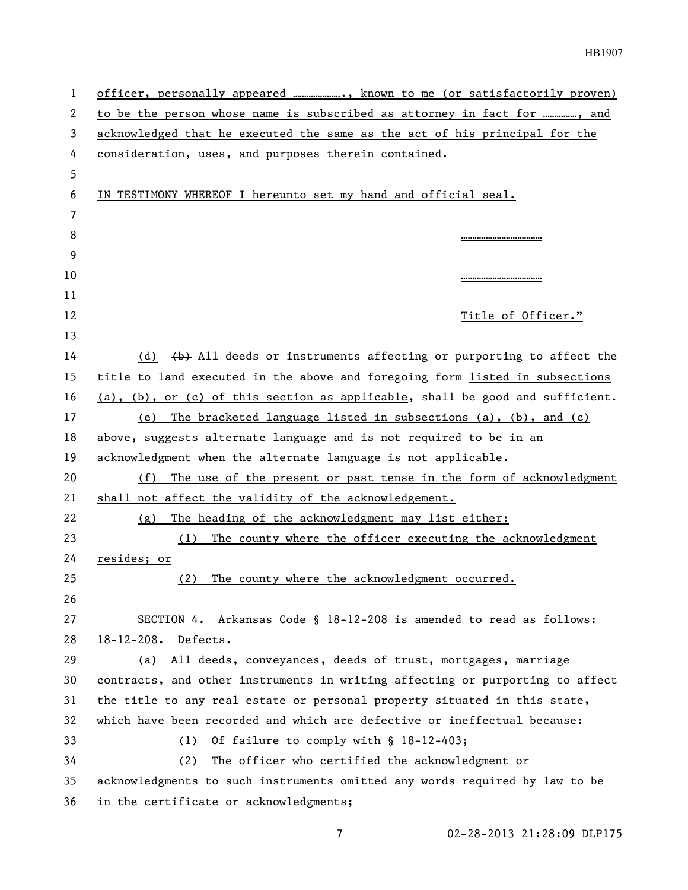officer, personally appeared …………………., known to me (or satisfactorily proven) to be the person whose name is subscribed as attorney in fact for ……………, and acknowledged that he executed the same as the act of his principal for the consideration, uses, and purposes therein contained.

IN TESTIMONY WHEREOF I hereunto set my hand and official seal.

………………………………

………………………………

Title of Officer."

(d) ~~(b)~~ All deeds or instruments affecting or purporting to affect the title to land executed in the above and foregoing form listed in subsections (a), (b), or (c) of this section as applicable, shall be good and sufficient.

(e) The bracketed language listed in subsections (a), (b), and (c) above, suggests alternate language and is not required to be in an acknowledgment when the alternate language is not applicable.

(f) The use of the present or past tense in the form of acknowledgment shall not affect the validity of the acknowledgement.

(g) The heading of the acknowledgment may list either:

(1) The county where the officer executing the acknowledgment resides; or

(2) The county where the acknowledgment occurred.

SECTION 4. Arkansas Code § 18-12-208 is amended to read as follows:

18-12-208. Defects.

(a) All deeds, conveyances, deeds of trust, mortgages, marriage contracts, and other instruments in writing affecting or purporting to affect the title to any real estate or personal property situated in this state, which have been recorded and which are defective or ineffectual because:

(1) Of failure to comply with § 18-12-403;

(2) The officer who certified the acknowledgment or acknowledgments to such instruments omitted any words required by law to be in the certificate or acknowledgments;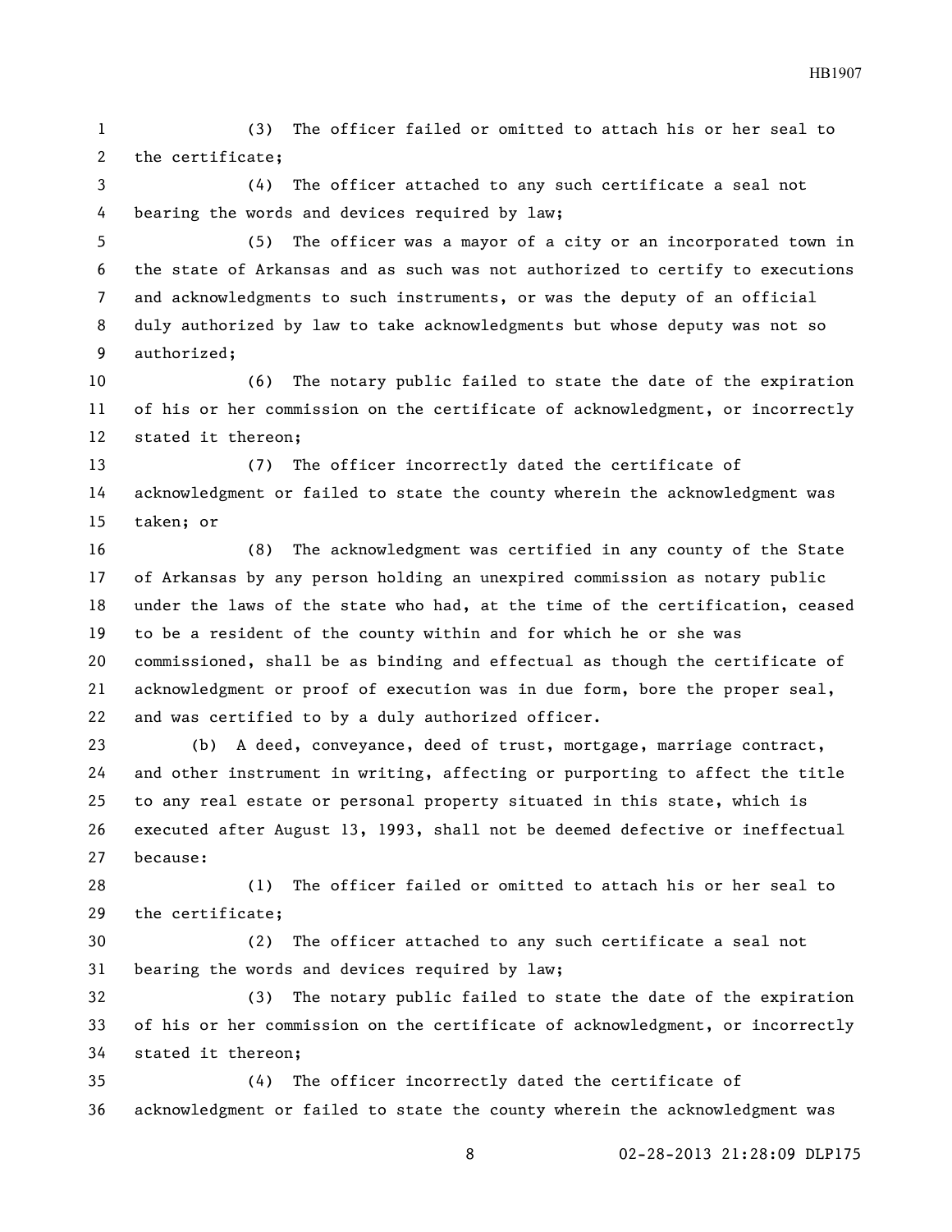(3) The officer failed or omitted to attach his or her seal to the certificate;

(4) The officer attached to any such certificate a seal not bearing the words and devices required by law;

(5) The officer was a mayor of a city or an incorporated town in the state of Arkansas and as such was not authorized to certify to executions and acknowledgments to such instruments, or was the deputy of an official duly authorized by law to take acknowledgments but whose deputy was not so authorized;

(6) The notary public failed to state the date of the expiration of his or her commission on the certificate of acknowledgment, or incorrectly stated it thereon;

(7) The officer incorrectly dated the certificate of acknowledgment or failed to state the county wherein the acknowledgment was taken; or

(8) The acknowledgment was certified in any county of the State of Arkansas by any person holding an unexpired commission as notary public under the laws of the state who had, at the time of the certification, ceased to be a resident of the county within and for which he or she was commissioned, shall be as binding and effectual as though the certificate of acknowledgment or proof of execution was in due form, bore the proper seal, and was certified to by a duly authorized officer.

(b) A deed, conveyance, deed of trust, mortgage, marriage contract, and other instrument in writing, affecting or purporting to affect the title to any real estate or personal property situated in this state, which is executed after August 13, 1993, shall not be deemed defective or ineffectual because:

(1) The officer failed or omitted to attach his or her seal to the certificate;

(2) The officer attached to any such certificate a seal not bearing the words and devices required by law;

(3) The notary public failed to state the date of the expiration of his or her commission on the certificate of acknowledgment, or incorrectly stated it thereon;

(4) The officer incorrectly dated the certificate of acknowledgment or failed to state the county wherein the acknowledgment was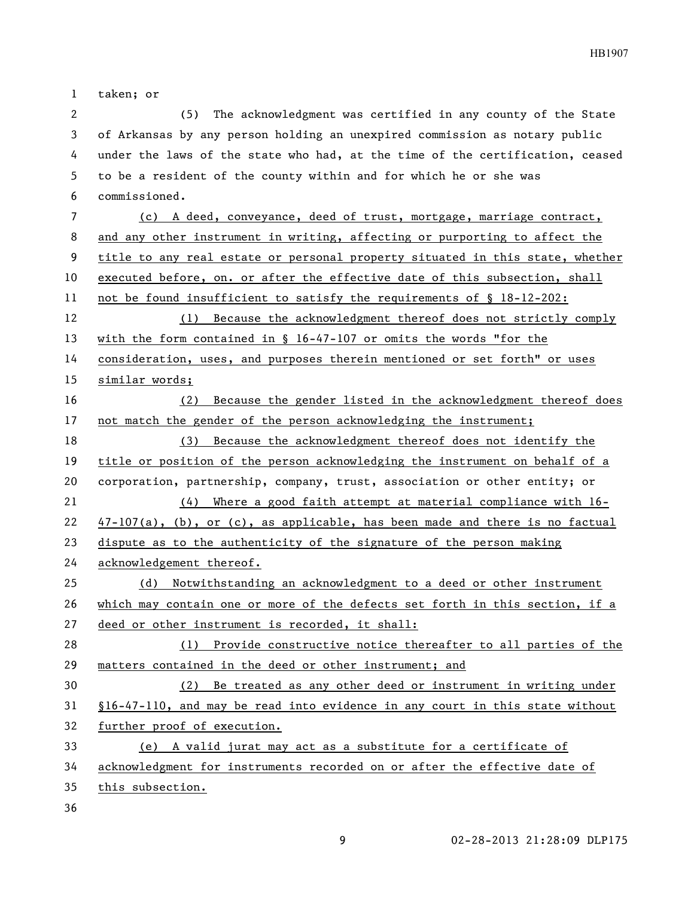taken; or

(5) The acknowledgment was certified in any county of the State of Arkansas by any person holding an unexpired commission as notary public under the laws of the state who had, at the time of the certification, ceased to be a resident of the county within and for which he or she was commissioned.

(c) A deed, conveyance, deed of trust, mortgage, marriage contract, and any other instrument in writing, affecting or purporting to affect the title to any real estate or personal property situated in this state, whether executed before, on. or after the effective date of this subsection, shall not be found insufficient to satisfy the requirements of § 18-12-202:

(1) Because the acknowledgment thereof does not strictly comply with the form contained in § 16-47-107 or omits the words "for the consideration, uses, and purposes therein mentioned or set forth" or uses similar words;

(2) Because the gender listed in the acknowledgment thereof does not match the gender of the person acknowledging the instrument;

(3) Because the acknowledgment thereof does not identify the title or position of the person acknowledging the instrument on behalf of a corporation, partnership, company, trust, association or other entity; or

(4) Where a good faith attempt at material compliance with 16-47-107(a), (b), or (c), as applicable, has been made and there is no factual dispute as to the authenticity of the signature of the person making acknowledgement thereof.

(d) Notwithstanding an acknowledgment to a deed or other instrument which may contain one or more of the defects set forth in this section, if a deed or other instrument is recorded, it shall:

(1) Provide constructive notice thereafter to all parties of the matters contained in the deed or other instrument; and

(2) Be treated as any other deed or instrument in writing under §16-47-110, and may be read into evidence in any court in this state without further proof of execution.

(e) A valid jurat may act as a substitute for a certificate of acknowledgment for instruments recorded on or after the effective date of this subsection.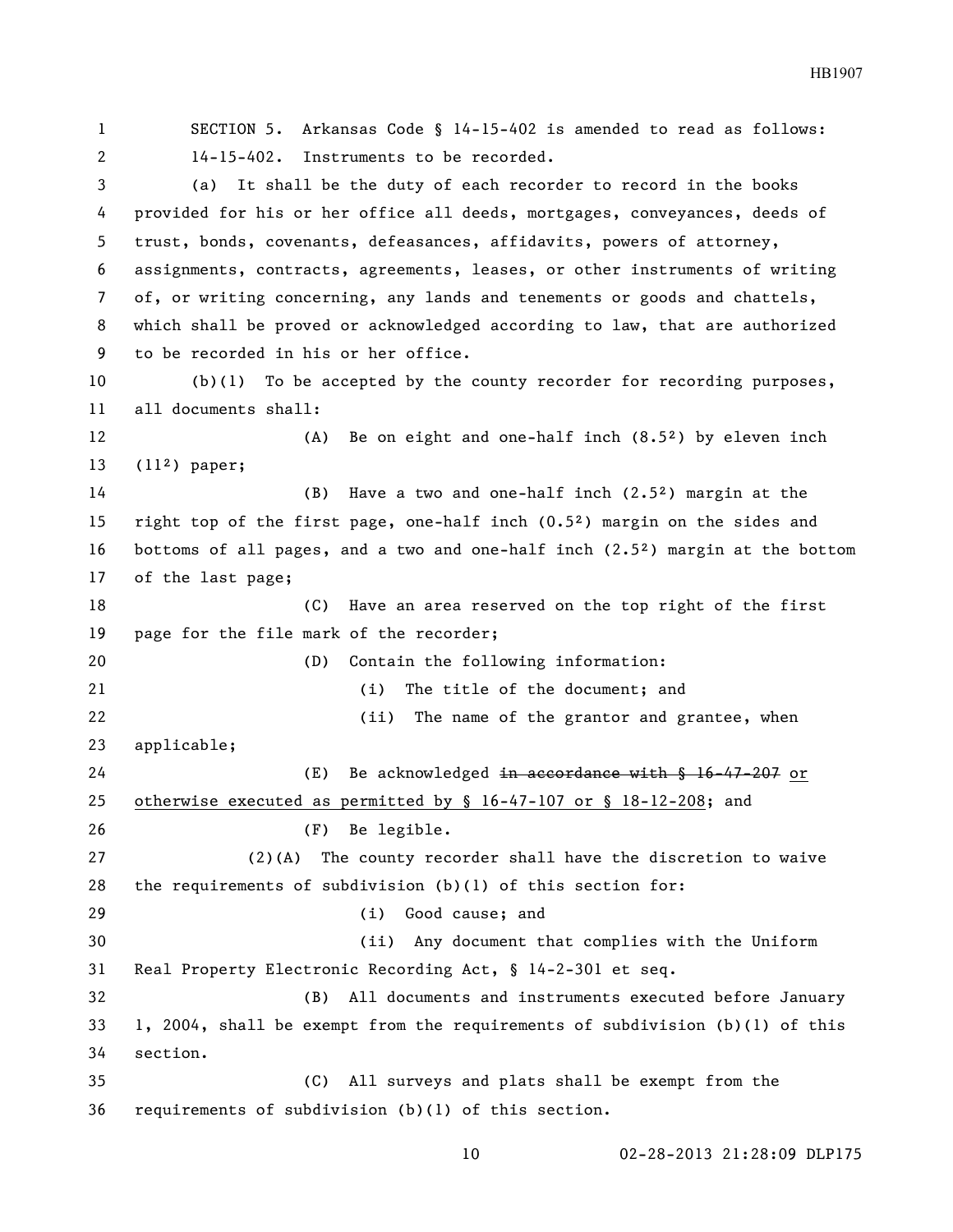SECTION 5. Arkansas Code § 14-15-402 is amended to read as follows:

14-15-402. Instruments to be recorded.

(a) It shall be the duty of each recorder to record in the books provided for his or her office all deeds, mortgages, conveyances, deeds of trust, bonds, covenants, defeasances, affidavits, powers of attorney, assignments, contracts, agreements, leases, or other instruments of writing of, or writing concerning, any lands and tenements or goods and chattels, which shall be proved or acknowledged according to law, that are authorized to be recorded in his or her office.

(b)(1) To be accepted by the county recorder for recording purposes, all documents shall:

(A) Be on eight and one-half inch (8.5²) by eleven inch (11²) paper;

(B) Have a two and one-half inch (2.5²) margin at the right top of the first page, one-half inch (0.5²) margin on the sides and bottoms of all pages, and a two and one-half inch (2.5²) margin at the bottom of the last page;

(C) Have an area reserved on the top right of the first page for the file mark of the recorder;

(D) Contain the following information:

(i) The title of the document; and

(ii) The name of the grantor and grantee, when applicable;

(E) Be acknowledged ~~in accordance with § 16-47-207~~ <u>or otherwise executed as permitted by § 16-47-107 or § 18-12-208</u>; and

(F) Be legible.

(2)(A) The county recorder shall have the discretion to waive the requirements of subdivision (b)(1) of this section for:

(i) Good cause; and

(ii) Any document that complies with the Uniform Real Property Electronic Recording Act, § 14-2-301 et seq.

(B) All documents and instruments executed before January 1, 2004, shall be exempt from the requirements of subdivision (b)(1) of this section.

(C) All surveys and plats shall be exempt from the requirements of subdivision (b)(1) of this section.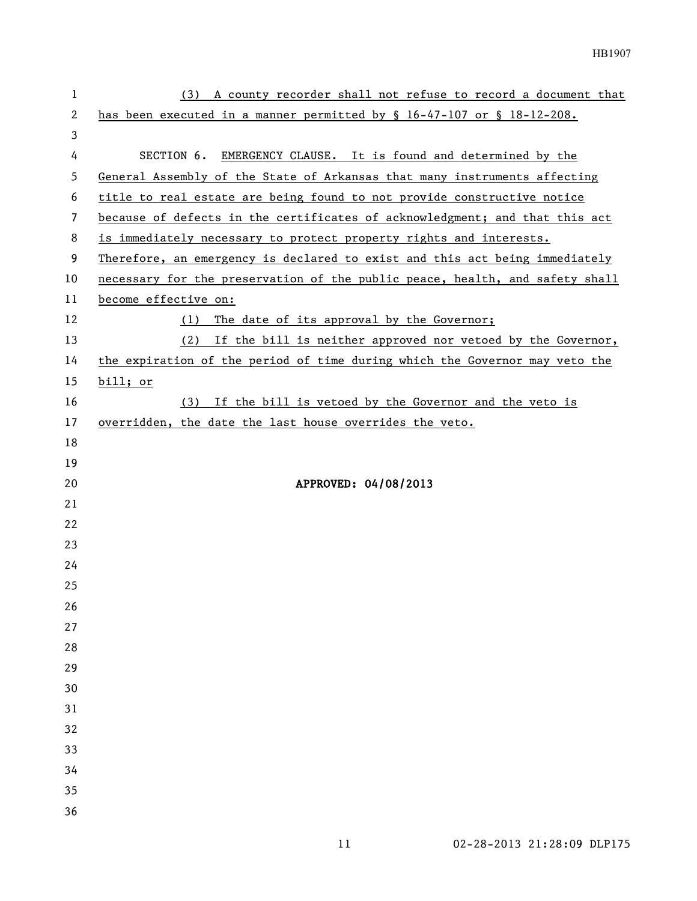(3) A county recorder shall not refuse to record a document that has been executed in a manner permitted by § 16-47-107 or § 18-12-208.

SECTION 6. EMERGENCY CLAUSE. It is found and determined by the General Assembly of the State of Arkansas that many instruments affecting title to real estate are being found to not provide constructive notice because of defects in the certificates of acknowledgment; and that this act is immediately necessary to protect property rights and interests. Therefore, an emergency is declared to exist and this act being immediately necessary for the preservation of the public peace, health, and safety shall become effective on:

(1) The date of its approval by the Governor;

(2) If the bill is neither approved nor vetoed by the Governor, the expiration of the period of time during which the Governor may veto the bill; or

(3) If the bill is vetoed by the Governor and the veto is overridden, the date the last house overrides the veto.

**APPROVED: 04/08/2013**